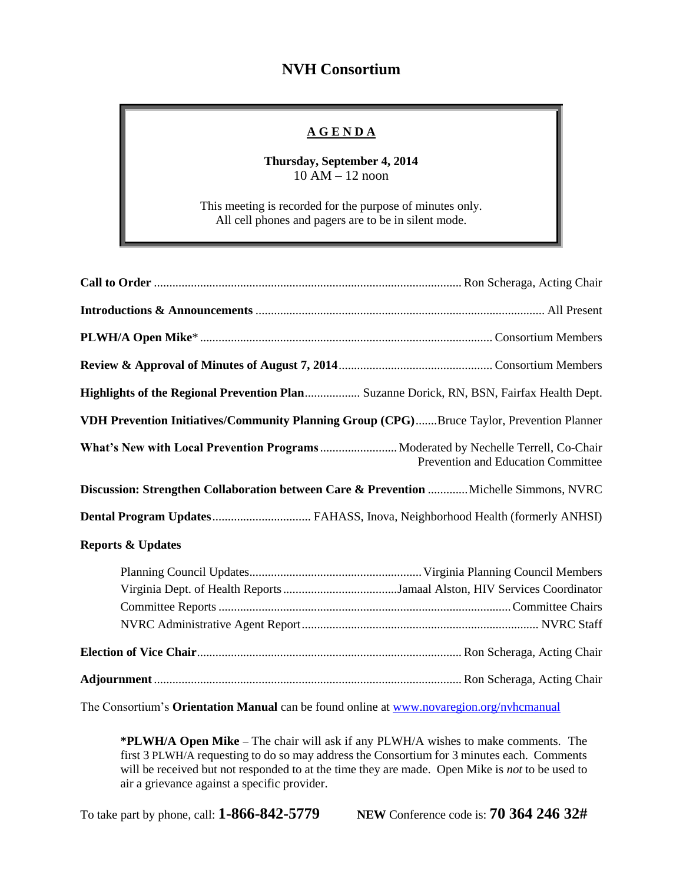# NVH Consortium

**A G E N D A**

**Thursday, September 4, 2014**
10 AM – 12 noon

This meeting is recorded for the purpose of minutes only.
All cell phones and pagers are to be in silent mode.

**Call to Order** ........ Ron Scheraga, Acting Chair

**Introductions & Announcements** ........ All Present

**PLWH/A Open Mike*** ........ Consortium Members

**Review & Approval of Minutes of August 7, 2014** ........ Consortium Members

**Highlights of the Regional Prevention Plan** ........ Suzanne Dorick, RN, BSN, Fairfax Health Dept.

**VDH Prevention Initiatives/Community Planning Group (CPG)** ........ Bruce Taylor, Prevention Planner

**What's New with Local Prevention Programs** ........ Moderated by Nechelle Terrell, Co-Chair Prevention and Education Committee

**Discussion: Strengthen Collaboration between Care & Prevention** ........ Michelle Simmons, NVRC

**Dental Program Updates** ........ FAHASS, Inova, Neighborhood Health (formerly ANHSI)

**Reports & Updates**

- Planning Council Updates ........ Virginia Planning Council Members
- Virginia Dept. of Health Reports ........ Jamaal Alston, HIV Services Coordinator
- Committee Reports ........ Committee Chairs
- NVRC Administrative Agent Report ........ NVRC Staff

**Election of Vice Chair** ........ Ron Scheraga, Acting Chair

**Adjournment** ........ Ron Scheraga, Acting Chair

The Consortium's **Orientation Manual** can be found online at [www.novaregion.org/nvhcmanual](http://www.novaregion.org/nvhcmanual)

> ***PLWH/A Open Mike** – The chair will ask if any PLWH/A wishes to make comments. The first 3 PLWH/A requesting to do so may address the Consortium for 3 minutes each. Comments will be received but not responded to at the time they are made. Open Mike is *not* to be used to air a grievance against a specific provider.

To take part by phone, call: **1-866-842-5779** **NEW** Conference code is: **70 364 246 32#**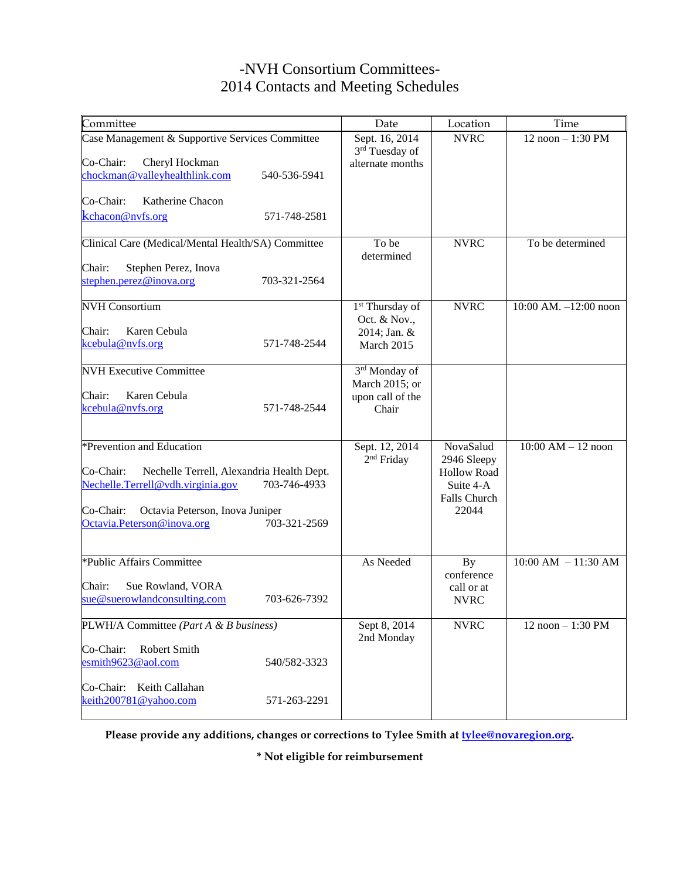# -NVH Consortium Committees-
# 2014 Contacts and Meeting Schedules

| Committee | Date | Location | Time |
|---|---|---|---|
| Case Management & Supportive Services Committee<br><br>Co-Chair: Cheryl Hockman<br>chockman@valleyhealthlink.com 540-536-5941<br><br>Co-Chair: Katherine Chacon<br>Kchacon@nvfs.org 571-748-2581 | Sept. 16, 2014<br>3rd Tuesday of alternate months | NVRC | 12 noon – 1:30 PM |
| Clinical Care (Medical/Mental Health/SA) Committee<br><br>Chair: Stephen Perez, Inova<br>stephen.perez@inova.org 703-321-2564 | To be determined | NVRC | To be determined |
| NVH Consortium<br><br>Chair: Karen Cebula<br>kcebula@nvfs.org 571-748-2544 | 1st Thursday of Oct. & Nov., 2014; Jan. & March 2015 | NVRC | 10:00 AM. –12:00 noon |
| NVH Executive Committee<br><br>Chair: Karen Cebula<br>kcebula@nvfs.org 571-748-2544 | 3rd Monday of March 2015; or upon call of the Chair | | |
| *Prevention and Education<br><br>Co-Chair: Nechelle Terrell, Alexandria Health Dept.<br>Nechelle.Terrell@vdh.virginia.gov 703-746-4933<br><br>Co-Chair: Octavia Peterson, Inova Juniper<br>Octavia.Peterson@inova.org 703-321-2569 | Sept. 12, 2014<br>2nd Friday | NovaSalud<br>2946 Sleepy Hollow Road<br>Suite 4-A<br>Falls Church 22044 | 10:00 AM – 12 noon |
| *Public Affairs Committee<br><br>Chair: Sue Rowland, VORA<br>sue@suerowlandconsulting.com 703-626-7392 | As Needed | By conference call or at NVRC | 10:00 AM – 11:30 AM |
| PLWH/A Committee *(Part A & B business)*<br><br>Co-Chair: Robert Smith<br>esmith9623@aol.com 540/582-3323<br><br>Co-Chair: Keith Callahan<br>keith200781@yahoo.com 571-263-2291 | Sept 8, 2014<br>2nd Monday | NVRC | 12 noon – 1:30 PM |

**Please provide any additions, changes or corrections to Tylee Smith at tylee@novaregion.org.**

**\* Not eligible for reimbursement**